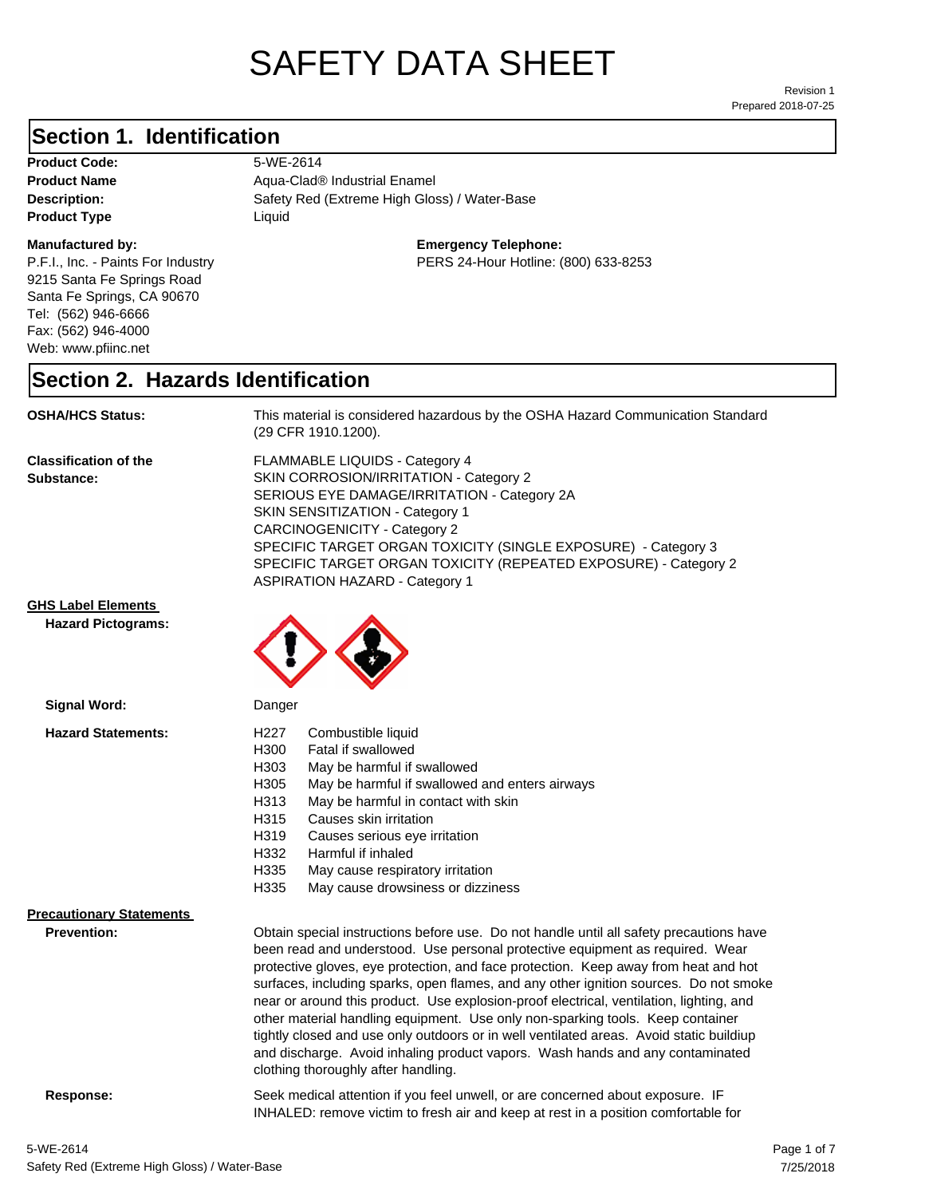# SAFETY DATA SHEET

Revision 1
Prepared 2018-07-25

## Section 1. Identification

| | |
|---|---|
| **Product Code:** | 5-WE-2614 |
| **Product Name** | Aqua-Clad® Industrial Enamel |
| **Description:** | Safety Red (Extreme High Gloss) / Water-Base |
| **Product Type** | Liquid |

**Manufactured by:**
P.F.I., Inc. - Paints For Industry
9215 Santa Fe Springs Road
Santa Fe Springs, CA 90670
Tel: (562) 946-6666
Fax: (562) 946-4000
Web: www.pfiinc.net

**Emergency Telephone:**
PERS 24-Hour Hotline: (800) 633-8253

## Section 2. Hazards Identification

**OSHA/HCS Status:** This material is considered hazardous by the OSHA Hazard Communication Standard (29 CFR 1910.1200).

**Classification of the Substance:**
FLAMMABLE LIQUIDS - Category 4
SKIN CORROSION/IRRITATION - Category 2
SERIOUS EYE DAMAGE/IRRITATION - Category 2A
SKIN SENSITIZATION - Category 1
CARCINOGENICITY - Category 2
SPECIFIC TARGET ORGAN TOXICITY (SINGLE EXPOSURE) - Category 3
SPECIFIC TARGET ORGAN TOXICITY (REPEATED EXPOSURE) - Category 2
ASPIRATION HAZARD - Category 1

**GHS Label Elements**

**Hazard Pictograms:**

**Signal Word:** Danger

**Hazard Statements:**

| | |
|---|---|
| H227 | Combustible liquid |
| H300 | Fatal if swallowed |
| H303 | May be harmful if swallowed |
| H305 | May be harmful if swallowed and enters airways |
| H313 | May be harmful in contact with skin |
| H315 | Causes skin irritation |
| H319 | Causes serious eye irritation |
| H332 | Harmful if inhaled |
| H335 | May cause respiratory irritation |
| H335 | May cause drowsiness or dizziness |

**Precautionary Statements**

**Prevention:** Obtain special instructions before use. Do not handle until all safety precautions have been read and understood. Use personal protective equipment as required. Wear protective gloves, eye protection, and face protection. Keep away from heat and hot surfaces, including sparks, open flames, and any other ignition sources. Do not smoke near or around this product. Use explosion-proof electrical, ventilation, lighting, and other material handling equipment. Use only non-sparking tools. Keep container tightly closed and use only outdoors or in well ventilated areas. Avoid static buildiup and discharge. Avoid inhaling product vapors. Wash hands and any contaminated clothing thoroughly after handling.

**Response:** Seek medical attention if you feel unwell, or are concerned about exposure. IF INHALED: remove victim to fresh air and keep at rest in a position comfortable for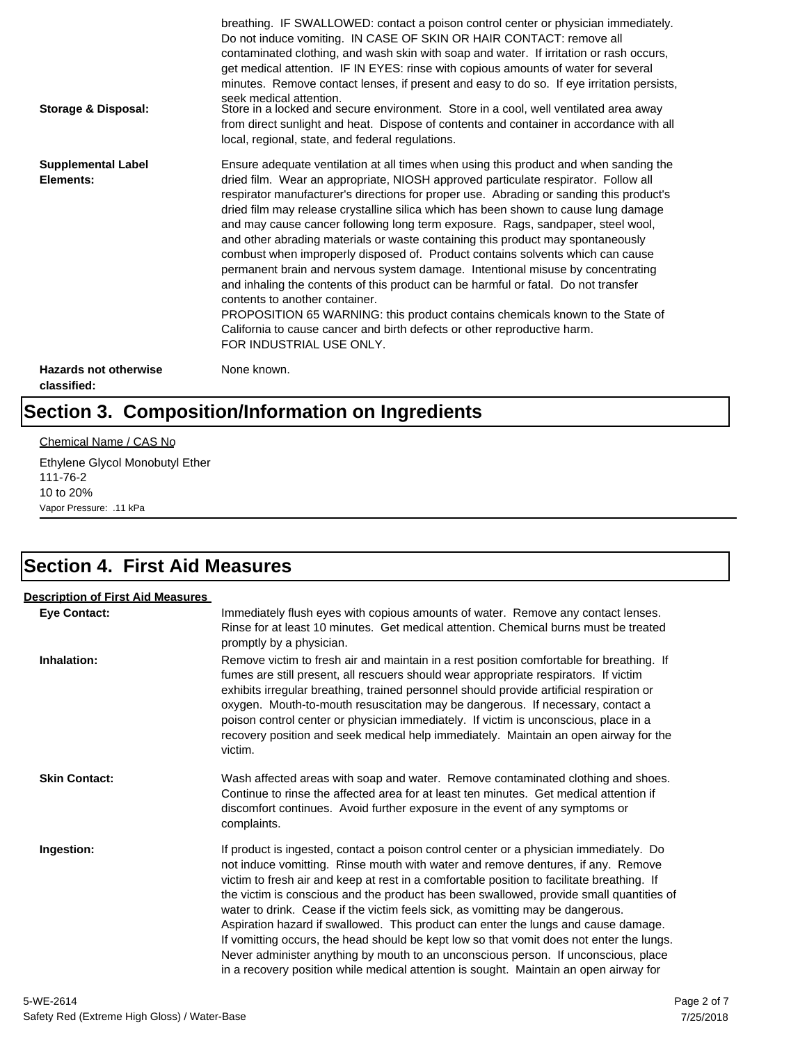breathing. IF SWALLOWED: contact a poison control center or physician immediately. Do not induce vomiting. IN CASE OF SKIN OR HAIR CONTACT: remove all contaminated clothing, and wash skin with soap and water. If irritation or rash occurs, get medical attention. IF IN EYES: rinse with copious amounts of water for several minutes. Remove contact lenses, if present and easy to do so. If eye irritation persists, seek medical attention.

**Storage & Disposal:** Store in a locked and secure environment. Store in a cool, well ventilated area away from direct sunlight and heat. Dispose of contents and container in accordance with all local, regional, state, and federal regulations.

**Supplemental Label Elements:** Ensure adequate ventilation at all times when using this product and when sanding the dried film. Wear an appropriate, NIOSH approved particulate respirator. Follow all respirator manufacturer's directions for proper use. Abrading or sanding this product's dried film may release crystalline silica which has been shown to cause lung damage and may cause cancer following long term exposure. Rags, sandpaper, steel wool, and other abrading materials or waste containing this product may spontaneously combust when improperly disposed of. Product contains solvents which can cause permanent brain and nervous system damage. Intentional misuse by concentrating and inhaling the contents of this product can be harmful or fatal. Do not transfer contents to another container.
PROPOSITION 65 WARNING: this product contains chemicals known to the State of California to cause cancer and birth defects or other reproductive harm.
FOR INDUSTRIAL USE ONLY.

**Hazards not otherwise classified:** None known.

# Section 3. Composition/Information on Ingredients

Chemical Name / CAS No

Ethylene Glycol Monobutyl Ether
111-76-2
10 to 20%
Vapor Pressure: .11 kPa

# Section 4. First Aid Measures

**Description of First Aid Measures**

**Eye Contact:** Immediately flush eyes with copious amounts of water. Remove any contact lenses. Rinse for at least 10 minutes. Get medical attention. Chemical burns must be treated promptly by a physician.

**Inhalation:** Remove victim to fresh air and maintain in a rest position comfortable for breathing. If fumes are still present, all rescuers should wear appropriate respirators. If victim exhibits irregular breathing, trained personnel should provide artificial respiration or oxygen. Mouth-to-mouth resuscitation may be dangerous. If necessary, contact a poison control center or physician immediately. If victim is unconscious, place in a recovery position and seek medical help immediately. Maintain an open airway for the victim.

**Skin Contact:** Wash affected areas with soap and water. Remove contaminated clothing and shoes. Continue to rinse the affected area for at least ten minutes. Get medical attention if discomfort continues. Avoid further exposure in the event of any symptoms or complaints.

**Ingestion:** If product is ingested, contact a poison control center or a physician immediately. Do not induce vomitting. Rinse mouth with water and remove dentures, if any. Remove victim to fresh air and keep at rest in a comfortable position to facilitate breathing. If the victim is conscious and the product has been swallowed, provide small quantities of water to drink. Cease if the victim feels sick, as vomitting may be dangerous. Aspiration hazard if swallowed. This product can enter the lungs and cause damage. If vomitting occurs, the head should be kept low so that vomit does not enter the lungs. Never administer anything by mouth to an unconscious person. If unconscious, place in a recovery position while medical attention is sought. Maintain an open airway for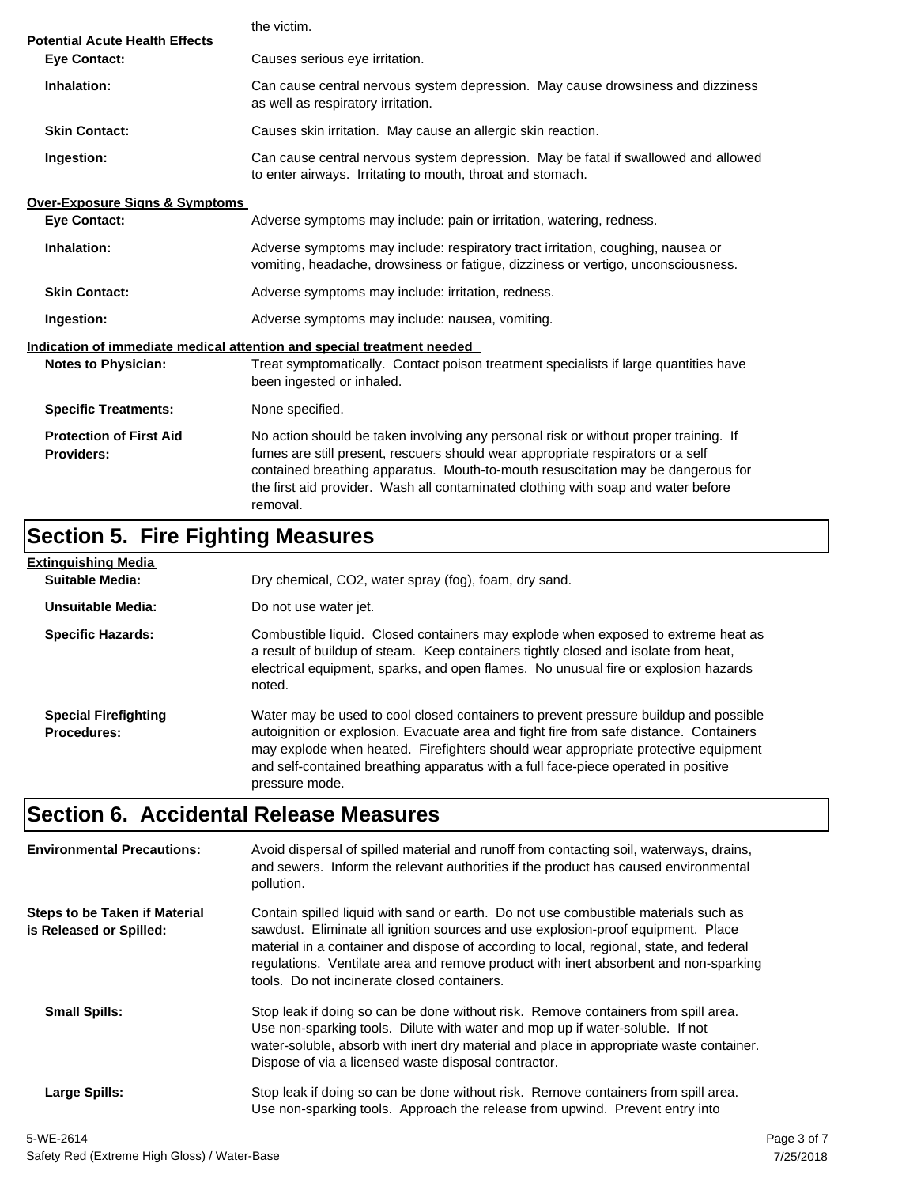the victim.

**Potential Acute Health Effects**

| | |
|---|---|
| **Eye Contact:** | Causes serious eye irritation. |
| **Inhalation:** | Can cause central nervous system depression. May cause drowsiness and dizziness as well as respiratory irritation. |
| **Skin Contact:** | Causes skin irritation. May cause an allergic skin reaction. |
| **Ingestion:** | Can cause central nervous system depression. May be fatal if swallowed and allowed to enter airways. Irritating to mouth, throat and stomach. |

**Over-Exposure Signs & Symptoms**

| | |
|---|---|
| **Eye Contact:** | Adverse symptoms may include: pain or irritation, watering, redness. |
| **Inhalation:** | Adverse symptoms may include: respiratory tract irritation, coughing, nausea or vomiting, headache, drowsiness or fatigue, dizziness or vertigo, unconsciousness. |
| **Skin Contact:** | Adverse symptoms may include: irritation, redness. |
| **Ingestion:** | Adverse symptoms may include: nausea, vomiting. |

**Indication of immediate medical attention and special treatment needed**

| | |
|---|---|
| **Notes to Physician:** | Treat symptomatically. Contact poison treatment specialists if large quantities have been ingested or inhaled. |
| **Specific Treatments:** | None specified. |
| **Protection of First Aid Providers:** | No action should be taken involving any personal risk or without proper training. If fumes are still present, rescuers should wear appropriate respirators or a self contained breathing apparatus. Mouth-to-mouth resuscitation may be dangerous for the first aid provider. Wash all contaminated clothing with soap and water before removal. |

## Section 5. Fire Fighting Measures

**Extinguishing Media**

| | |
|---|---|
| **Suitable Media:** | Dry chemical, CO2, water spray (fog), foam, dry sand. |
| **Unsuitable Media:** | Do not use water jet. |
| **Specific Hazards:** | Combustible liquid. Closed containers may explode when exposed to extreme heat as a result of buildup of steam. Keep containers tightly closed and isolate from heat, electrical equipment, sparks, and open flames. No unusual fire or explosion hazards noted. |
| **Special Firefighting Procedures:** | Water may be used to cool closed containers to prevent pressure buildup and possible autoignition or explosion. Evacuate area and fight fire from safe distance. Containers may explode when heated. Firefighters should wear appropriate protective equipment and self-contained breathing apparatus with a full face-piece operated in positive pressure mode. |

## Section 6. Accidental Release Measures

| | |
|---|---|
| **Environmental Precautions:** | Avoid dispersal of spilled material and runoff from contacting soil, waterways, drains, and sewers. Inform the relevant authorities if the product has caused environmental pollution. |
| **Steps to be Taken if Material is Released or Spilled:** | Contain spilled liquid with sand or earth. Do not use combustible materials such as sawdust. Eliminate all ignition sources and use explosion-proof equipment. Place material in a container and dispose of according to local, regional, state, and federal regulations. Ventilate area and remove product with inert absorbent and non-sparking tools. Do not incinerate closed containers. |
| **Small Spills:** | Stop leak if doing so can be done without risk. Remove containers from spill area. Use non-sparking tools. Dilute with water and mop up if water-soluble. If not water-soluble, absorb with inert dry material and place in appropriate waste container. Dispose of via a licensed waste disposal contractor. |
| **Large Spills:** | Stop leak if doing so can be done without risk. Remove containers from spill area. Use non-sparking tools. Approach the release from upwind. Prevent entry into |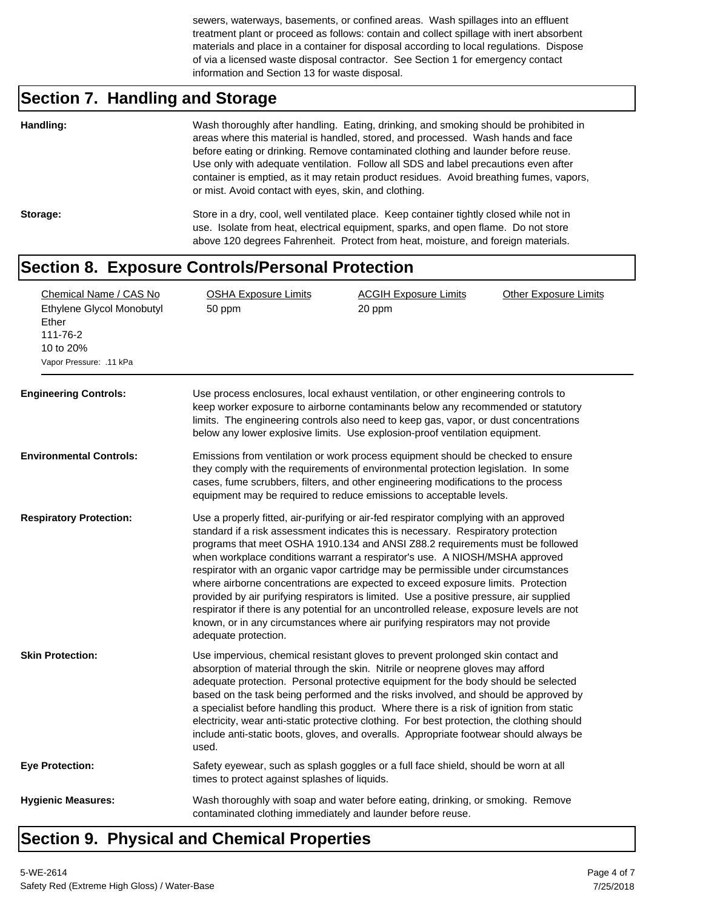sewers, waterways, basements, or confined areas. Wash spillages into an effluent treatment plant or proceed as follows: contain and collect spillage with inert absorbent materials and place in a container for disposal according to local regulations. Dispose of via a licensed waste disposal contractor. See Section 1 for emergency contact information and Section 13 for waste disposal.

## Section 7. Handling and Storage

**Handling:** Wash thoroughly after handling. Eating, drinking, and smoking should be prohibited in areas where this material is handled, stored, and processed. Wash hands and face before eating or drinking. Remove contaminated clothing and launder before reuse. Use only with adequate ventilation. Follow all SDS and label precautions even after container is emptied, as it may retain product residues. Avoid breathing fumes, vapors, or mist. Avoid contact with eyes, skin, and clothing.

**Storage:** Store in a dry, cool, well ventilated place. Keep container tightly closed while not in use. Isolate from heat, electrical equipment, sparks, and open flame. Do not store above 120 degrees Fahrenheit. Protect from heat, moisture, and foreign materials.

## Section 8. Exposure Controls/Personal Protection

| Chemical Name / CAS No | OSHA Exposure Limits | ACGIH Exposure Limits | Other Exposure Limits |
|---|---|---|---|
| Ethylene Glycol Monobutyl Ether<br>111-76-2<br>10 to 20%<br>Vapor Pressure: .11 kPa | 50 ppm | 20 ppm | |

**Engineering Controls:** Use process enclosures, local exhaust ventilation, or other engineering controls to keep worker exposure to airborne contaminants below any recommended or statutory limits. The engineering controls also need to keep gas, vapor, or dust concentrations below any lower explosive limits. Use explosion-proof ventilation equipment.

**Environmental Controls:** Emissions from ventilation or work process equipment should be checked to ensure they comply with the requirements of environmental protection legislation. In some cases, fume scrubbers, filters, and other engineering modifications to the process equipment may be required to reduce emissions to acceptable levels.

**Respiratory Protection:** Use a properly fitted, air-purifying or air-fed respirator complying with an approved standard if a risk assessment indicates this is necessary. Respiratory protection programs that meet OSHA 1910.134 and ANSI Z88.2 requirements must be followed when workplace conditions warrant a respirator's use. A NIOSH/MSHA approved respirator with an organic vapor cartridge may be permissible under circumstances where airborne concentrations are expected to exceed exposure limits. Protection provided by air purifying respirators is limited. Use a positive pressure, air supplied respirator if there is any potential for an uncontrolled release, exposure levels are not known, or in any circumstances where air purifying respirators may not provide adequate protection.

**Skin Protection:** Use impervious, chemical resistant gloves to prevent prolonged skin contact and absorption of material through the skin. Nitrile or neoprene gloves may afford adequate protection. Personal protective equipment for the body should be selected based on the task being performed and the risks involved, and should be approved by a specialist before handling this product. Where there is a risk of ignition from static electricity, wear anti-static protective clothing. For best protection, the clothing should include anti-static boots, gloves, and overalls. Appropriate footwear should always be used.

**Eye Protection:** Safety eyewear, such as splash goggles or a full face shield, should be worn at all times to protect against splashes of liquids.

**Hygienic Measures:** Wash thoroughly with soap and water before eating, drinking, or smoking. Remove contaminated clothing immediately and launder before reuse.

## Section 9. Physical and Chemical Properties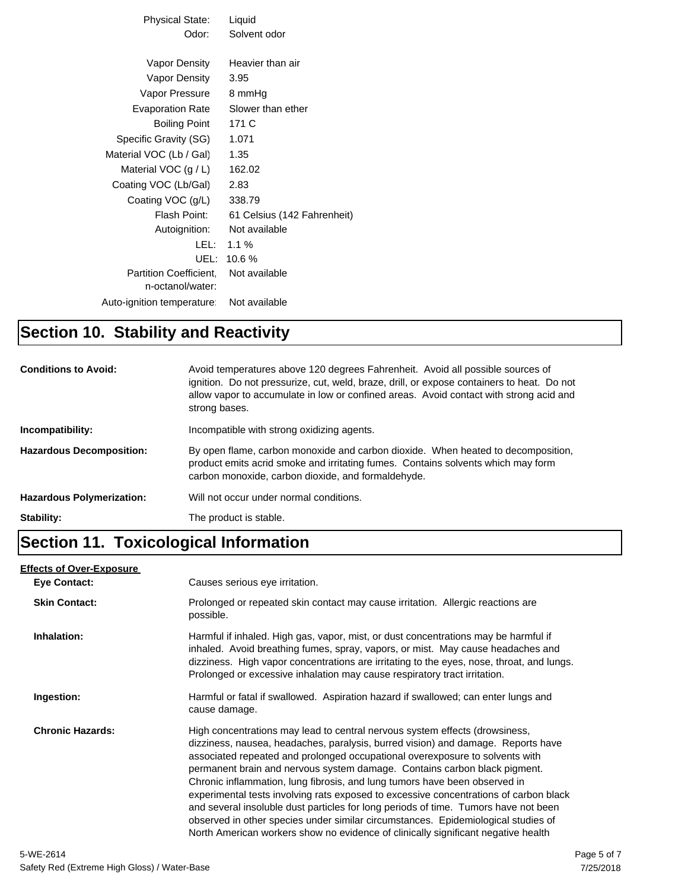| | |
|---|---|
| Physical State: | Liquid |
| Odor: | Solvent odor |
| Vapor Density | Heavier than air |
| Vapor Density | 3.95 |
| Vapor Pressure | 8 mmHg |
| Evaporation Rate | Slower than ether |
| Boiling Point | 171 C |
| Specific Gravity (SG) | 1.071 |
| Material VOC (Lb / Gal) | 1.35 |
| Material VOC (g / L) | 162.02 |
| Coating VOC (Lb/Gal) | 2.83 |
| Coating VOC (g/L) | 338.79 |
| Flash Point: | 61 Celsius (142 Fahrenheit) |
| Autoignition: | Not available |
| LEL: | 1.1 % |
| UEL: | 10.6 % |
| Partition Coefficient, n-octanol/water: | Not available |
| Auto-ignition temperature: | Not available |

# Section 10. Stability and Reactivity

**Conditions to Avoid:** Avoid temperatures above 120 degrees Fahrenheit. Avoid all possible sources of ignition. Do not pressurize, cut, weld, braze, drill, or expose containers to heat. Do not allow vapor to accumulate in low or confined areas. Avoid contact with strong acid and strong bases.

**Incompatibility:** Incompatible with strong oxidizing agents.

**Hazardous Decomposition:** By open flame, carbon monoxide and carbon dioxide. When heated to decomposition, product emits acrid smoke and irritating fumes. Contains solvents which may form carbon monoxide, carbon dioxide, and formaldehyde.

**Hazardous Polymerization:** Will not occur under normal conditions.

**Stability:** The product is stable.

# Section 11. Toxicological Information

**Effects of Over-Exposure**

**Eye Contact:** Causes serious eye irritation.

**Skin Contact:** Prolonged or repeated skin contact may cause irritation. Allergic reactions are possible.

**Inhalation:** Harmful if inhaled. High gas, vapor, mist, or dust concentrations may be harmful if inhaled. Avoid breathing fumes, spray, vapors, or mist. May cause headaches and dizziness. High vapor concentrations are irritating to the eyes, nose, throat, and lungs. Prolonged or excessive inhalation may cause respiratory tract irritation.

**Ingestion:** Harmful or fatal if swallowed. Aspiration hazard if swallowed; can enter lungs and cause damage.

**Chronic Hazards:** High concentrations may lead to central nervous system effects (drowsiness, dizziness, nausea, headaches, paralysis, burred vision) and damage. Reports have associated repeated and prolonged occupational overexposure to solvents with permanent brain and nervous system damage. Contains carbon black pigment. Chronic inflammation, lung fibrosis, and lung tumors have been observed in experimental tests involving rats exposed to excessive concentrations of carbon black and several insoluble dust particles for long periods of time. Tumors have not been observed in other species under similar circumstances. Epidemiological studies of North American workers show no evidence of clinically significant negative health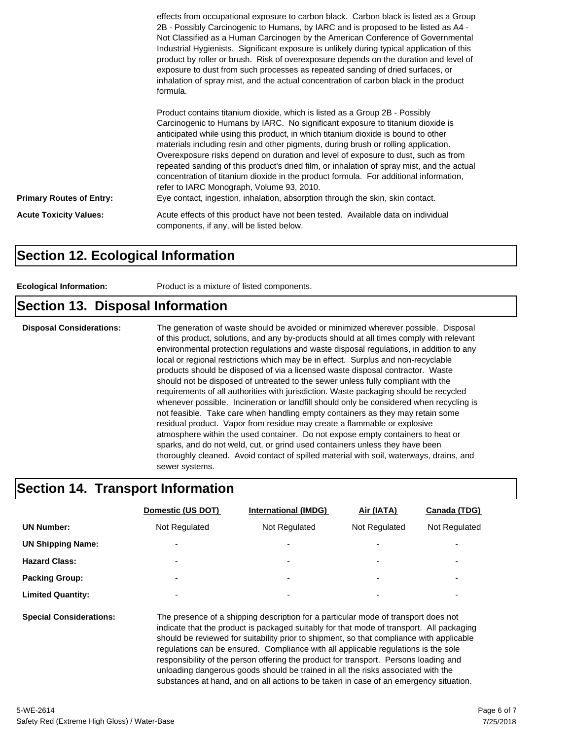effects from occupational exposure to carbon black. Carbon black is listed as a Group 2B - Possibly Carcinogenic to Humans, by IARC and is proposed to be listed as A4 - Not Classified as a Human Carcinogen by the American Conference of Governmental Industrial Hygienists. Significant exposure is unlikely during typical application of this product by roller or brush. Risk of overexposure depends on the duration and level of exposure to dust from such processes as repeated sanding of dried surfaces, or inhalation of spray mist, and the actual concentration of carbon black in the product formula.

Product contains titanium dioxide, which is listed as a Group 2B - Possibly Carcinogenic to Humans by IARC. No significant exposure to titanium dioxide is anticipated while using this product, in which titanium dioxide is bound to other materials including resin and other pigments, during brush or rolling application. Overexposure risks depend on duration and level of exposure to dust, such as from repeated sanding of this product's dried film, or inhalation of spray mist, and the actual concentration of titanium dioxide in the product formula. For additional information, refer to IARC Monograph, Volume 93, 2010.

**Primary Routes of Entry:** Eye contact, ingestion, inhalation, absorption through the skin, skin contact.

**Acute Toxicity Values:** Acute effects of this product have not been tested. Available data on individual components, if any, will be listed below.

## Section 12. Ecological Information

**Ecological Information:** Product is a mixture of listed components.

## Section 13. Disposal Information

**Disposal Considerations:** The generation of waste should be avoided or minimized wherever possible. Disposal of this product, solutions, and any by-products should at all times comply with relevant environmental protection regulations and waste disposal regulations, in addition to any local or regional restrictions which may be in effect. Surplus and non-recyclable products should be disposed of via a licensed waste disposal contractor. Waste should not be disposed of untreated to the sewer unless fully compliant with the requirements of all authorities with jurisdiction. Waste packaging should be recycled whenever possible. Incineration or landfill should only be considered when recycling is not feasible. Take care when handling empty containers as they may retain some residual product. Vapor from residue may create a flammable or explosive atmosphere within the used container. Do not expose empty containers to heat or sparks, and do not weld, cut, or grind used containers unless they have been thoroughly cleaned. Avoid contact of spilled material with soil, waterways, drains, and sewer systems.

## Section 14. Transport Information

| | Domestic (US DOT) | International (IMDG) | Air (IATA) | Canada (TDG) |
|---|---|---|---|---|
| **UN Number:** | Not Regulated | Not Regulated | Not Regulated | Not Regulated |
| **UN Shipping Name:** | - | - | - | - |
| **Hazard Class:** | - | - | - | - |
| **Packing Group:** | - | - | - | - |
| **Limited Quantity:** | - | - | - | - |

**Special Considerations:** The presence of a shipping description for a particular mode of transport does not indicate that the product is packaged suitably for that mode of transport. All packaging should be reviewed for suitability prior to shipment, so that compliance with applicable regulations can be ensured. Compliance with all applicable regulations is the sole responsibility of the person offering the product for transport. Persons loading and unloading dangerous goods should be trained in all the risks associated with the substances at hand, and on all actions to be taken in case of an emergency situation.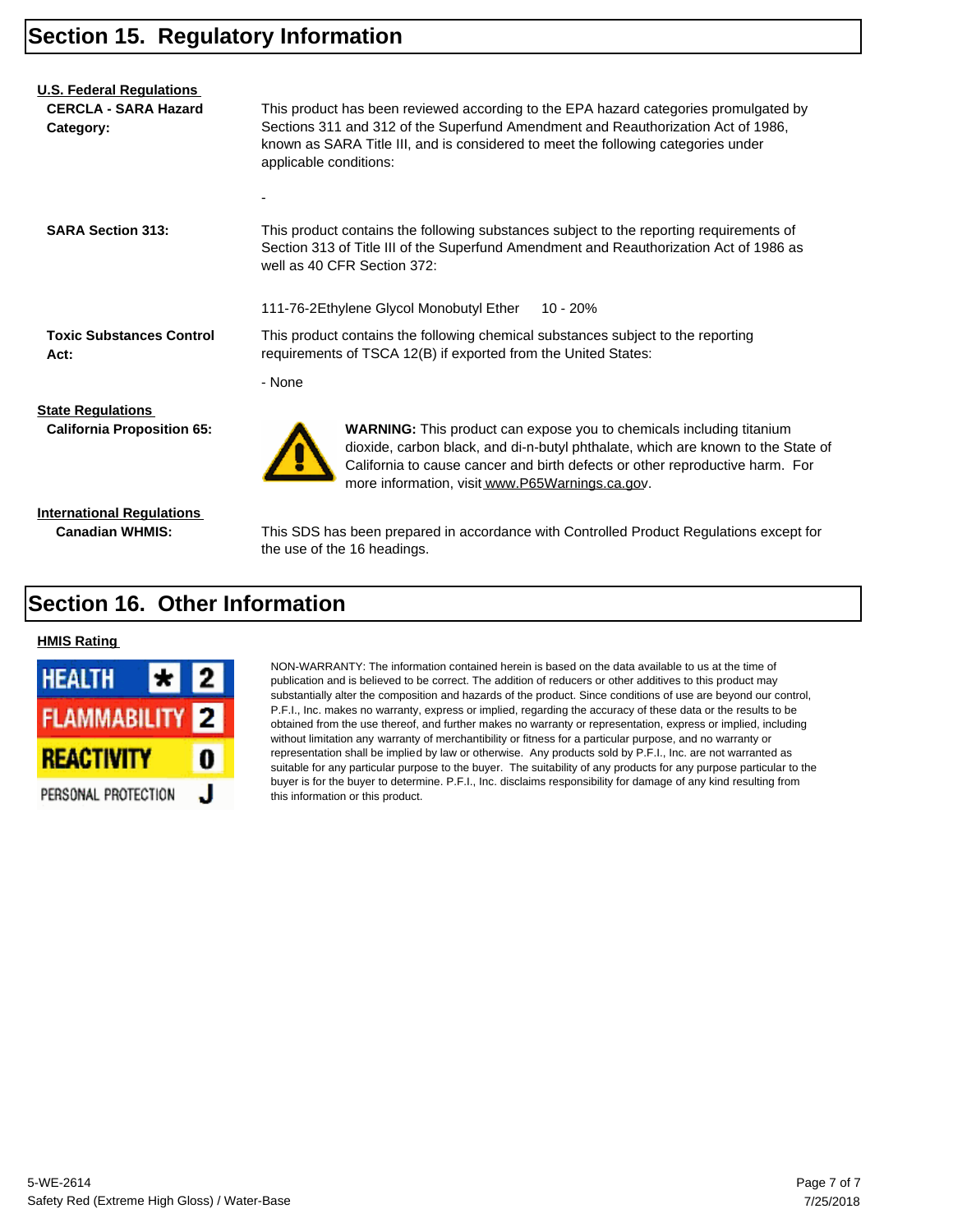# Section 15. Regulatory Information

**U.S. Federal Regulations**

**CERCLA - SARA Hazard Category:** This product has been reviewed according to the EPA hazard categories promulgated by Sections 311 and 312 of the Superfund Amendment and Reauthorization Act of 1986, known as SARA Title III, and is considered to meet the following categories under applicable conditions:

-

**SARA Section 313:** This product contains the following substances subject to the reporting requirements of Section 313 of Title III of the Superfund Amendment and Reauthorization Act of 1986 as well as 40 CFR Section 372:

111-76-2Ethylene Glycol Monobutyl Ether 10 - 20%

**Toxic Substances Control Act:** This product contains the following chemical substances subject to the reporting requirements of TSCA 12(B) if exported from the United States:

- None

**State Regulations**

**California Proposition 65:** **WARNING:** This product can expose you to chemicals including titanium dioxide, carbon black, and di-n-butyl phthalate, which are known to the State of California to cause cancer and birth defects or other reproductive harm. For more information, visit www.P65Warnings.ca.gov.

**International Regulations**

**Canadian WHMIS:** This SDS has been prepared in accordance with Controlled Product Regulations except for the use of the 16 headings.

# Section 16. Other Information

**HMIS Rating**

| | | |
|---|---|---|
| HEALTH | * | 2 |
| FLAMMABILITY | | 2 |
| REACTIVITY | | 0 |
| PERSONAL PROTECTION | | J |

NON-WARRANTY: The information contained herein is based on the data available to us at the time of publication and is believed to be correct. The addition of reducers or other additives to this product may substantially alter the composition and hazards of the product. Since conditions of use are beyond our control, P.F.I., Inc. makes no warranty, express or implied, regarding the accuracy of these data or the results to be obtained from the use thereof, and further makes no warranty or representation, express or implied, including without limitation any warranty of merchantability or fitness for a particular purpose, and no warranty or representation shall be implied by law or otherwise. Any products sold by P.F.I., Inc. are not warranted as suitable for any particular purpose to the buyer. The suitability of any products for any purpose particular to the buyer is for the buyer to determine. P.F.I., Inc. disclaims responsibility for damage of any kind resulting from this information or this product.